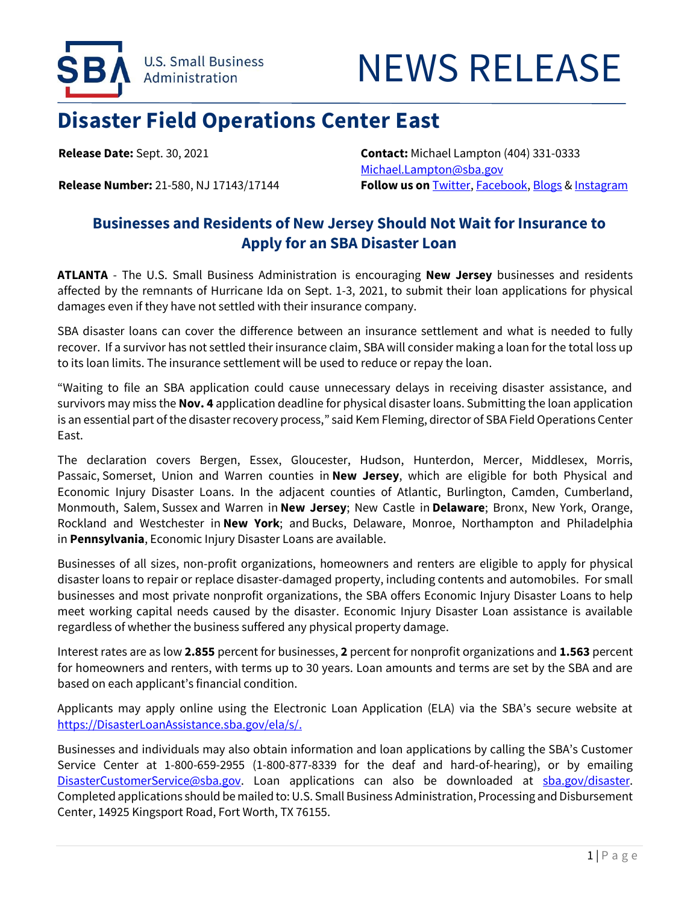U.S. Small Business Administration

# NEWS RELEASE

## Disaster Field Operations Center East

**Release Date:** Sept. 30, 2021

**Release Number:** 21-580, NJ 17143/17144

**Contact:** Michael Lampton (404) 331-0333
Michael.Lampton@sba.gov

**Follow us on** Twitter, Facebook, Blogs & Instagram

### Businesses and Residents of New Jersey Should Not Wait for Insurance to Apply for an SBA Disaster Loan

**ATLANTA** - The U.S. Small Business Administration is encouraging **New Jersey** businesses and residents affected by the remnants of Hurricane Ida on Sept. 1-3, 2021, to submit their loan applications for physical damages even if they have not settled with their insurance company.

SBA disaster loans can cover the difference between an insurance settlement and what is needed to fully recover. If a survivor has not settled their insurance claim, SBA will consider making a loan for the total loss up to its loan limits. The insurance settlement will be used to reduce or repay the loan.

"Waiting to file an SBA application could cause unnecessary delays in receiving disaster assistance, and survivors may miss the **Nov. 4** application deadline for physical disaster loans. Submitting the loan application is an essential part of the disaster recovery process," said Kem Fleming, director of SBA Field Operations Center East.

The declaration covers Bergen, Essex, Gloucester, Hudson, Hunterdon, Mercer, Middlesex, Morris, Passaic, Somerset, Union and Warren counties in **New Jersey**, which are eligible for both Physical and Economic Injury Disaster Loans. In the adjacent counties of Atlantic, Burlington, Camden, Cumberland, Monmouth, Salem, Sussex and Warren in **New Jersey**; New Castle in **Delaware**; Bronx, New York, Orange, Rockland and Westchester in **New York**; and Bucks, Delaware, Monroe, Northampton and Philadelphia in **Pennsylvania**, Economic Injury Disaster Loans are available.

Businesses of all sizes, non-profit organizations, homeowners and renters are eligible to apply for physical disaster loans to repair or replace disaster-damaged property, including contents and automobiles. For small businesses and most private nonprofit organizations, the SBA offers Economic Injury Disaster Loans to help meet working capital needs caused by the disaster. Economic Injury Disaster Loan assistance is available regardless of whether the business suffered any physical property damage.

Interest rates are as low **2.855** percent for businesses, **2** percent for nonprofit organizations and **1.563** percent for homeowners and renters, with terms up to 30 years. Loan amounts and terms are set by the SBA and are based on each applicant's financial condition.

Applicants may apply online using the Electronic Loan Application (ELA) via the SBA's secure website at https://DisasterLoanAssistance.sba.gov/ela/s/.

Businesses and individuals may also obtain information and loan applications by calling the SBA's Customer Service Center at 1-800-659-2955 (1-800-877-8339 for the deaf and hard-of-hearing), or by emailing DisasterCustomerService@sba.gov. Loan applications can also be downloaded at sba.gov/disaster. Completed applications should be mailed to: U.S. Small Business Administration, Processing and Disbursement Center, 14925 Kingsport Road, Fort Worth, TX 76155.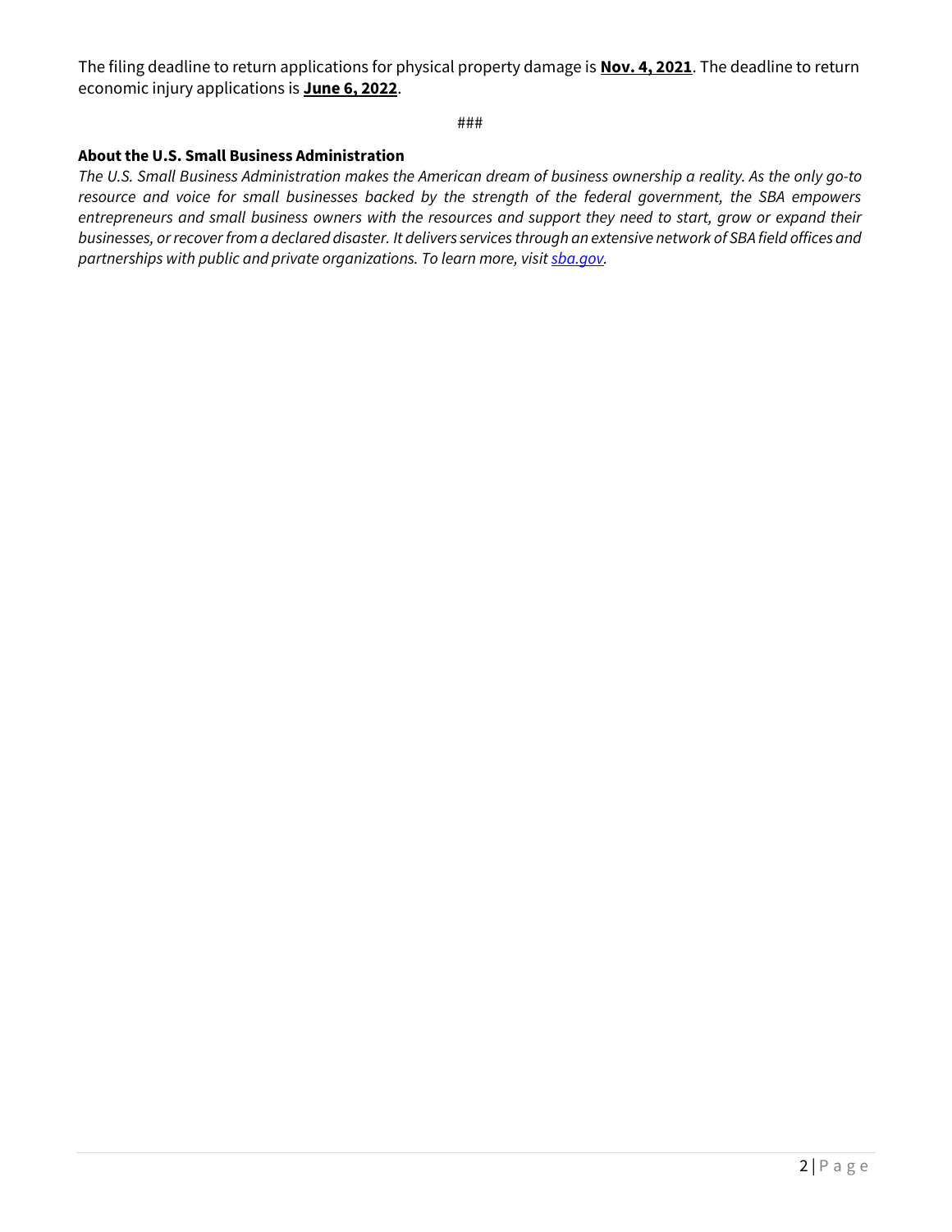The filing deadline to return applications for physical property damage is **Nov. 4, 2021**. The deadline to return economic injury applications is **June 6, 2022**.

###

**About the U.S. Small Business Administration**

*The U.S. Small Business Administration makes the American dream of business ownership a reality. As the only go-to resource and voice for small businesses backed by the strength of the federal government, the SBA empowers entrepreneurs and small business owners with the resources and support they need to start, grow or expand their businesses, or recover from a declared disaster. It delivers services through an extensive network of SBA field offices and partnerships with public and private organizations. To learn more, visit [sba.gov](sba.gov).*